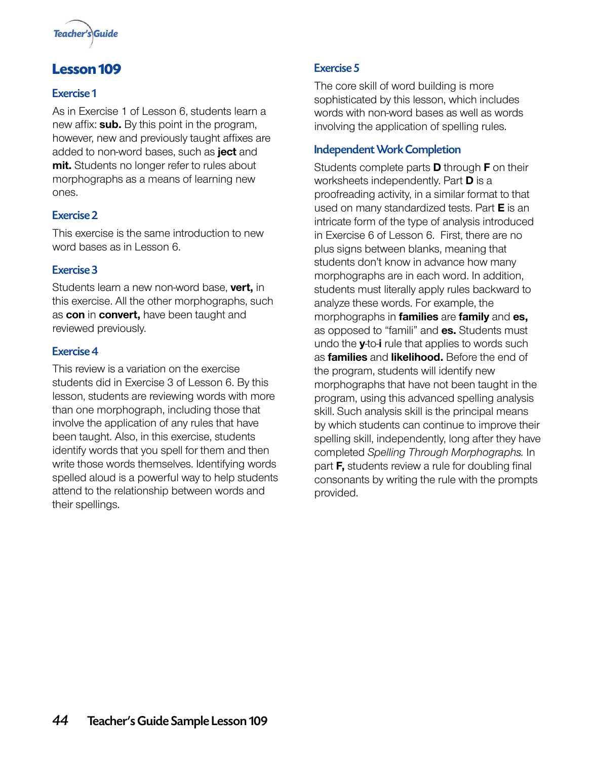# Lesson 109

## Exercise 1

As in Exercise 1 of Lesson 6, students learn a new affix: **sub.** By this point in the program, however, new and previously taught affixes are added to non-word bases, such as **ject** and **mit.** Students no longer refer to rules about morphographs as a means of learning new ones.

## Exercise 2

This exercise is the same introduction to new word bases as in Lesson 6.

## Exercise 3

Students learn a new non-word base, **vert,** in this exercise. All the other morphographs, such as **con** in **convert,** have been taught and reviewed previously.

## Exercise 4

This review is a variation on the exercise students did in Exercise 3 of Lesson 6. By this lesson, students are reviewing words with more than one morphograph, including those that involve the application of any rules that have been taught. Also, in this exercise, students identify words that you spell for them and then write those words themselves. Identifying words spelled aloud is a powerful way to help students attend to the relationship between words and their spellings.

## Exercise 5

The core skill of word building is more sophisticated by this lesson, which includes words with non-word bases as well as words involving the application of spelling rules.

## Independent Work Completion

Students complete parts **D** through **F** on their worksheets independently. Part **D** is a proofreading activity, in a similar format to that used on many standardized tests. Part **E** is an intricate form of the type of analysis introduced in Exercise 6 of Lesson 6. First, there are no plus signs between blanks, meaning that students don't know in advance how many morphographs are in each word. In addition, students must literally apply rules backward to analyze these words. For example, the morphographs in **families** are **family** and **es,** as opposed to "famili" and **es.** Students must undo the **y**-to-**i** rule that applies to words such as **families** and **likelihood.** Before the end of the program, students will identify new morphographs that have not been taught in the program, using this advanced spelling analysis skill. Such analysis skill is the principal means by which students can continue to improve their spelling skill, independently, long after they have completed *Spelling Through Morphographs.* In part **F,** students review a rule for doubling final consonants by writing the rule with the prompts provided.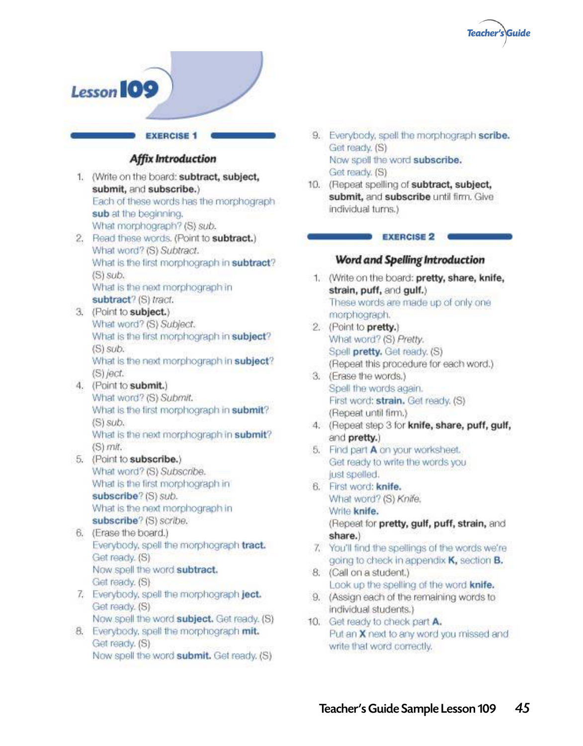# Lesson 109

## EXERCISE 1

### Affix Introduction

1. (Write on the board: **subtract, subject, submit,** and **subscribe.**)
   Each of these words has the morphograph **sub** at the beginning.
   What morphograph? (S) *sub.*
2. Read these words. (Point to **subtract.**)
   What word? (S) *Subtract.*
   What is the first morphograph in **subtract**? (S) *sub.*
   What is the next morphograph in **subtract**? (S) *tract.*
3. (Point to **subject.**)
   What word? (S) *Subject.*
   What is the first morphograph in **subject**? (S) *sub.*
   What is the next morphograph in **subject**? (S) *ject.*
4. (Point to **submit.**)
   What word? (S) *Submit.*
   What is the first morphograph in **submit**? (S) *sub.*
   What is the next morphograph in **submit**? (S) *mit.*
5. (Point to **subscribe.**)
   What word? (S) *Subscribe.*
   What is the first morphograph in **subscribe**? (S) *sub.*
   What is the next morphograph in **subscribe**? (S) *scribe.*
6. (Erase the board.)
   Everybody, spell the morphograph **tract.**
   Get ready. (S)
   Now spell the word **subtract.**
   Get ready. (S)
7. Everybody, spell the morphograph **ject.**
   Get ready. (S)
   Now spell the word **subject.** Get ready. (S)
8. Everybody, spell the morphograph **mit.**
   Get ready. (S)
   Now spell the word **submit.** Get ready. (S)
9. Everybody, spell the morphograph **scribe.**
   Get ready. (S)
   Now spell the word **subscribe.**
   Get ready. (S)
10. (Repeat spelling of **subtract, subject, submit,** and **subscribe** until firm. Give individual turns.)

## EXERCISE 2

### Word and Spelling Introduction

1. (Write on the board: **pretty, share, knife, strain, puff,** and **gulf.**)
   These words are made up of only one morphograph.
2. (Point to **pretty.**)
   What word? (S) *Pretty.*
   Spell **pretty.** Get ready. (S)
   (Repeat this procedure for each word.)
3. (Erase the words.)
   Spell the words again.
   First word: **strain.** Get ready. (S)
   (Repeat until firm.)
4. (Repeat step 3 for **knife, share, puff, gulf,** and **pretty.**)
5. Find part **A** on your worksheet.
   Get ready to write the words you just spelled.
6. First word: **knife.**
   What word? (S) *Knife.*
   Write **knife.**
   (Repeat for **pretty, gulf, puff, strain,** and **share.**)
7. You'll find the spellings of the words we're going to check in appendix **K,** section **B.**
8. (Call on a student.)
   Look up the spelling of the word **knife.**
9. (Assign each of the remaining words to individual students.)
10. Get ready to check part **A.**
    Put an **X** next to any word you missed and write that word correctly.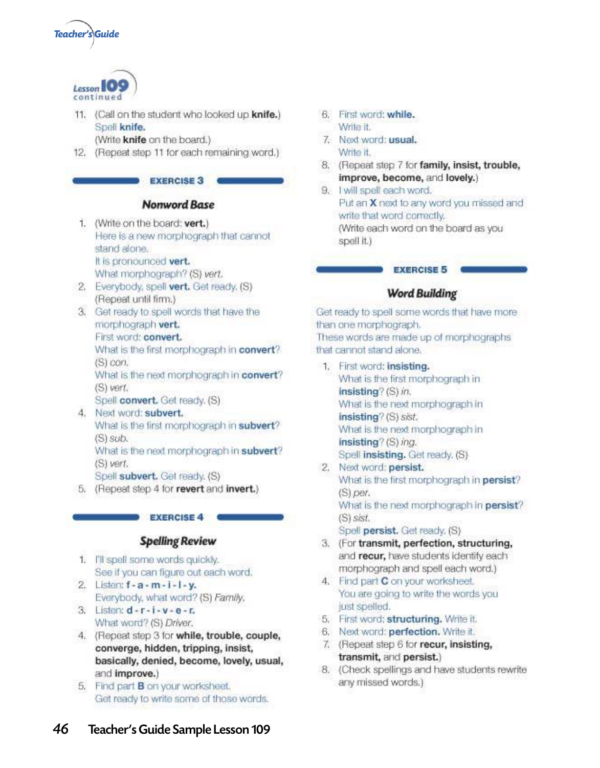## Lesson 109 continued

11. (Call on the student who looked up **knife.**)
    Spell **knife.**
    (Write **knife** on the board.)
12. (Repeat step 11 for each remaining word.)

### EXERCISE 3

#### *Nonword Base*

1. (Write on the board: **vert.**)
   Here is a new morphograph that cannot stand alone.
   It is pronounced **vert.**
   What morphograph? (S) *vert.*
2. Everybody, spell **vert.** Get ready. (S)
   (Repeat until firm.)
3. Get ready to spell words that have the morphograph **vert.**
   First word: **convert.**
   What is the first morphograph in **convert**?
   (S) *con.*
   What is the next morphograph in **convert**?
   (S) *vert.*
   Spell **convert.** Get ready. (S)
4. Next word: **subvert.**
   What is the first morphograph in **subvert**?
   (S) *sub.*
   What is the next morphograph in **subvert**?
   (S) *vert.*
   Spell **subvert.** Get ready. (S)
5. (Repeat step 4 for **revert** and **invert.**)

### EXERCISE 4

#### *Spelling Review*

1. I'll spell some words quickly.
   See if you can figure out each word.
2. Listen: **f - a - m - i - l - y.**
   Everybody, what word? (S) *Family.*
3. Listen: **d - r - i - v - e - r.**
   What word? (S) *Driver.*
4. (Repeat step 3 for **while, trouble, couple, converge, hidden, tripping, insist, basically, denied, become, lovely, usual,** and **improve.**)
5. Find part **B** on your worksheet.
   Get ready to write some of those words.
6. First word: **while.**
   Write it.
7. Next word: **usual.**
   Write it.
8. (Repeat step 7 for **family, insist, trouble, improve, become,** and **lovely.**)
9. I will spell each word.
   Put an **X** next to any word you missed and write that word correctly.
   (Write each word on the board as you spell it.)

### EXERCISE 5

#### *Word Building*

Get ready to spell some words that have more than one morphograph.
These words are made up of morphographs that cannot stand alone.

1. First word: **insisting.**
   What is the first morphograph in **insisting**? (S) *in.*
   What is the next morphograph in **insisting**? (S) *sist.*
   What is the next morphograph in **insisting**? (S) *ing.*
   Spell **insisting.** Get ready. (S)
2. Next word: **persist.**
   What is the first morphograph in **persist**?
   (S) *per.*
   What is the next morphograph in **persist**?
   (S) *sist.*
   Spell **persist.** Get ready. (S)
3. (For **transmit, perfection, structuring,** and **recur,** have students identify each morphograph and spell each word.)
4. Find part **C** on your worksheet.
   You are going to write the words you just spelled.
5. First word: **structuring.** Write it.
6. Next word: **perfection.** Write it.
7. (Repeat step 6 for **recur, insisting, transmit,** and **persist.**)
8. (Check spellings and have students rewrite any missed words.)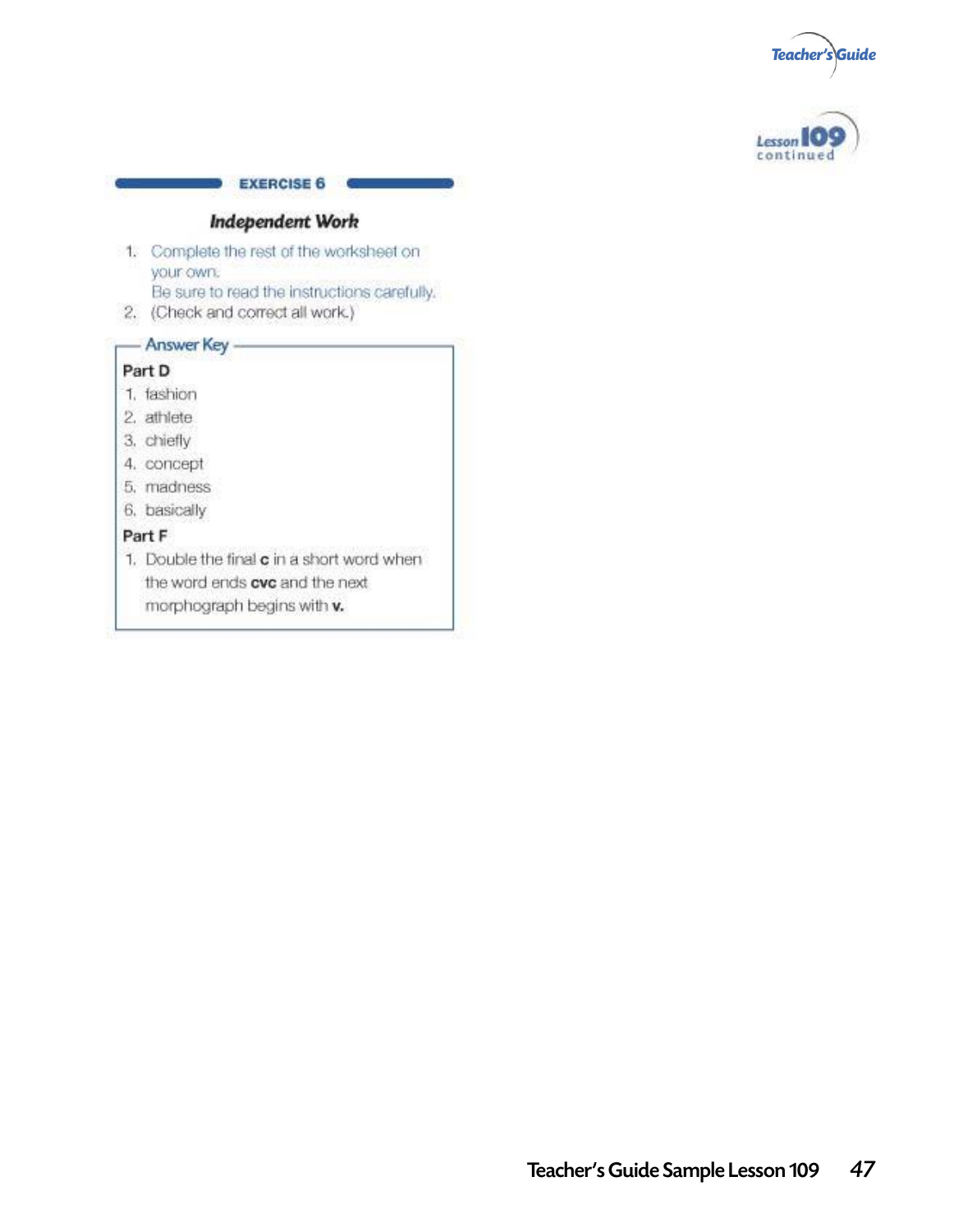## EXERCISE 6

### *Independent Work*

1. Complete the rest of the worksheet on your own.
   Be sure to read the instructions carefully.
2. (Check and correct all work.)

**Answer Key**

**Part D**

1. fashion
2. athlete
3. chiefly
4. concept
5. madness
6. basically

**Part F**

1. Double the final **c** in a short word when the word ends **cvc** and the next morphograph begins with **v.**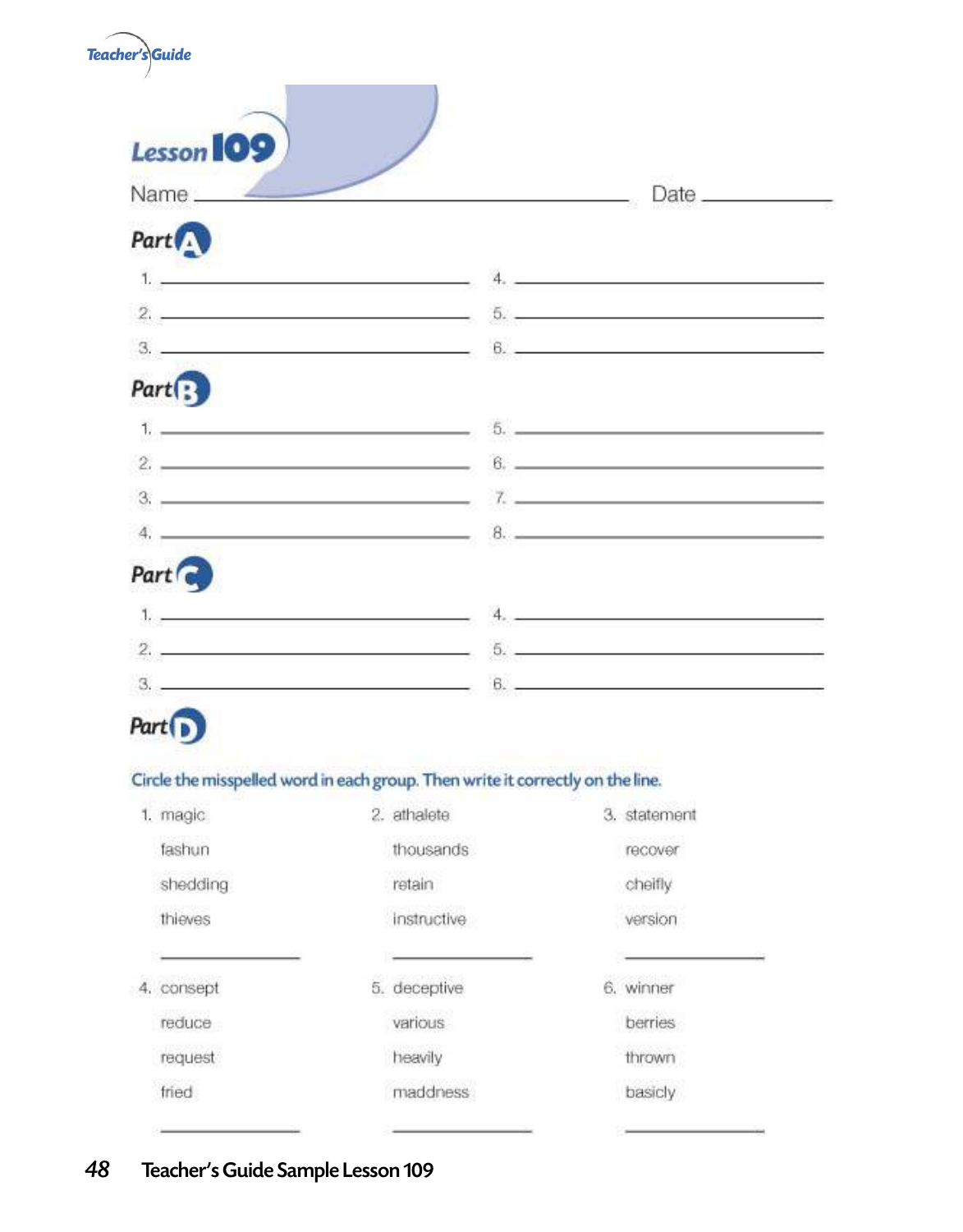# Lesson 109

Name \_\_\_\_\_\_\_\_\_\_\_\_\_\_\_\_\_\_\_\_\_\_\_\_\_\_\_\_\_\_ Date \_\_\_\_\_\_\_\_\_\_\_\_

## Part A

1. \_\_\_\_\_\_\_\_\_\_\_\_\_\_\_\_\_\_\_\_
2. \_\_\_\_\_\_\_\_\_\_\_\_\_\_\_\_\_\_\_\_
3. \_\_\_\_\_\_\_\_\_\_\_\_\_\_\_\_\_\_\_\_
4. \_\_\_\_\_\_\_\_\_\_\_\_\_\_\_\_\_\_\_\_
5. \_\_\_\_\_\_\_\_\_\_\_\_\_\_\_\_\_\_\_\_
6. \_\_\_\_\_\_\_\_\_\_\_\_\_\_\_\_\_\_\_\_

## Part B

1. \_\_\_\_\_\_\_\_\_\_\_\_\_\_\_\_\_\_\_\_
2. \_\_\_\_\_\_\_\_\_\_\_\_\_\_\_\_\_\_\_\_
3. \_\_\_\_\_\_\_\_\_\_\_\_\_\_\_\_\_\_\_\_
4. \_\_\_\_\_\_\_\_\_\_\_\_\_\_\_\_\_\_\_\_
5. \_\_\_\_\_\_\_\_\_\_\_\_\_\_\_\_\_\_\_\_
6. \_\_\_\_\_\_\_\_\_\_\_\_\_\_\_\_\_\_\_\_
7. \_\_\_\_\_\_\_\_\_\_\_\_\_\_\_\_\_\_\_\_
8. \_\_\_\_\_\_\_\_\_\_\_\_\_\_\_\_\_\_\_\_

## Part C

1. \_\_\_\_\_\_\_\_\_\_\_\_\_\_\_\_\_\_\_\_
2. \_\_\_\_\_\_\_\_\_\_\_\_\_\_\_\_\_\_\_\_
3. \_\_\_\_\_\_\_\_\_\_\_\_\_\_\_\_\_\_\_\_
4. \_\_\_\_\_\_\_\_\_\_\_\_\_\_\_\_\_\_\_\_
5. \_\_\_\_\_\_\_\_\_\_\_\_\_\_\_\_\_\_\_\_
6. \_\_\_\_\_\_\_\_\_\_\_\_\_\_\_\_\_\_\_\_

## Part D

Circle the misspelled word in each group. Then write it correctly on the line.

1. magic
   fashun
   shedding
   thieves
   \_\_\_\_\_\_\_\_\_\_\_\_

2. athalete
   thousands
   retain
   instructive
   \_\_\_\_\_\_\_\_\_\_\_\_

3. statement
   recover
   cheifly
   version
   \_\_\_\_\_\_\_\_\_\_\_\_

4. consept
   reduce
   request
   fried
   \_\_\_\_\_\_\_\_\_\_\_\_

5. deceptive
   various
   heavily
   maddness
   \_\_\_\_\_\_\_\_\_\_\_\_

6. winner
   berries
   thrown
   basicly
   \_\_\_\_\_\_\_\_\_\_\_\_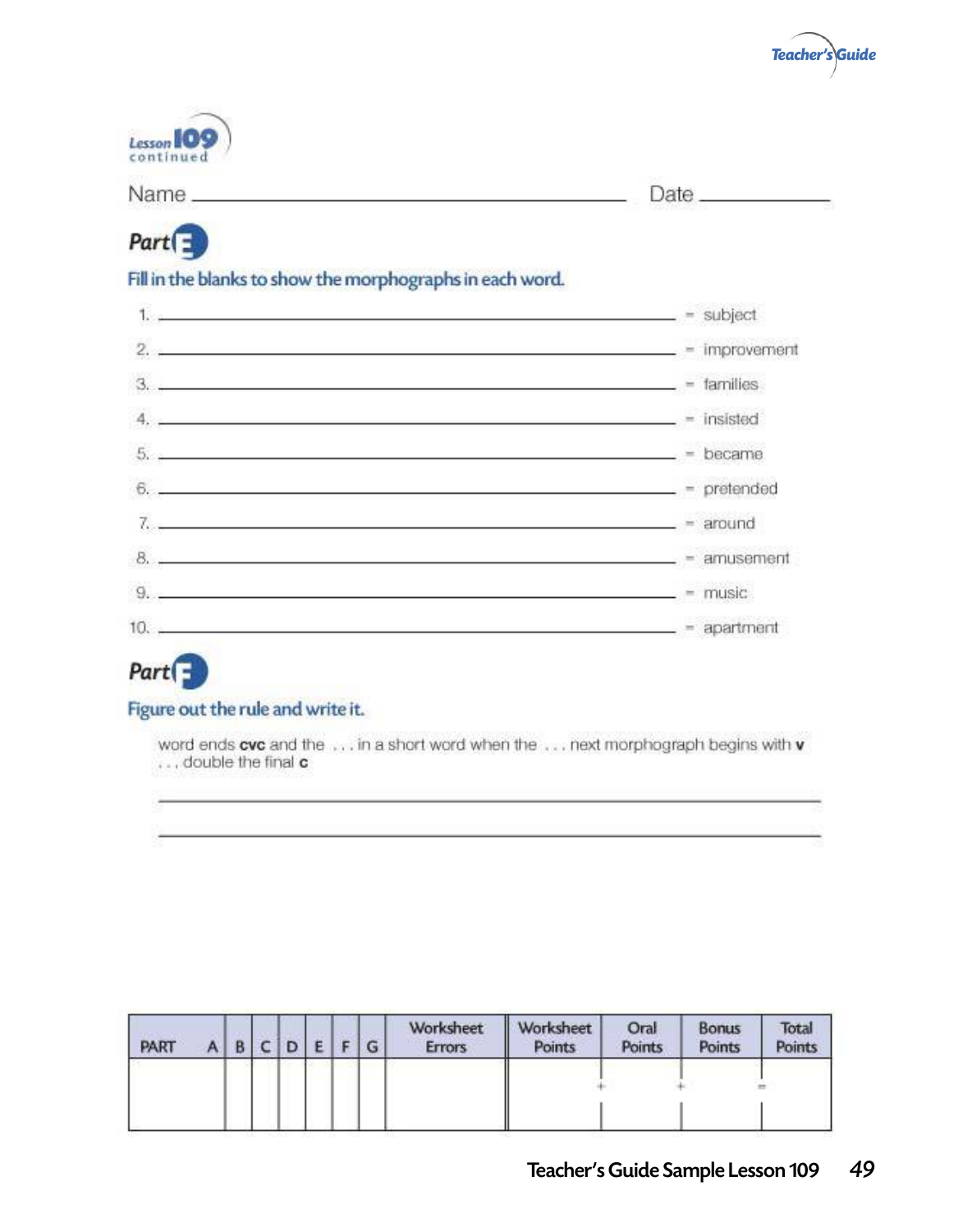Lesson 109 continued

Name ______________________________ Date ____________

## Part E

**Fill in the blanks to show the morphographs in each word.**

1. ______________________________ = subject
2. ______________________________ = improvement
3. ______________________________ = families
4. ______________________________ = insisted
5. ______________________________ = became
6. ______________________________ = pretended
7. ______________________________ = around
8. ______________________________ = amusement
9. ______________________________ = music
10. ______________________________ = apartment

## Part F

**Figure out the rule and write it.**

word ends **cvc** and the . . . in a short word when the . . . next morphograph begins with **v** . . . double the final **c**

______________________________________________________________

______________________________________________________________

| PART | A | B | C | D | E | F | G | Worksheet Errors | Worksheet Points | Oral Points | Bonus Points | Total Points |
|---|---|---|---|---|---|---|---|---|---|---|---|---|
| | | | | | | | | | + | + | = | |